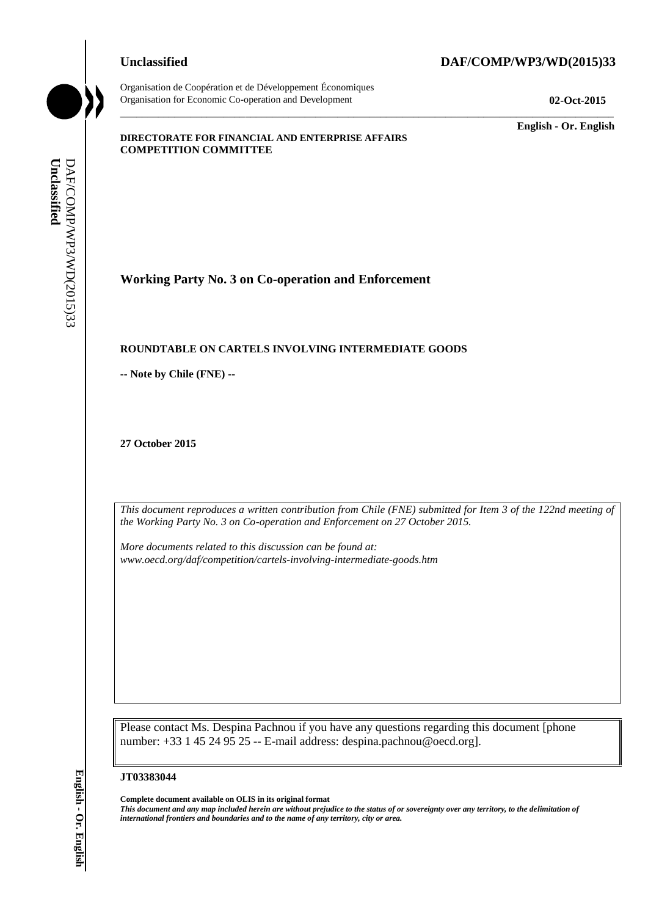**Unclassified** **DAF/COMP/WP3/WD(2015)33**

Organisation de Coopération et de Développement Économiques
Organisation for Economic Co-operation and Development **02-Oct-2015**

**English - Or. English**

**DIRECTORATE FOR FINANCIAL AND ENTERPRISE AFFAIRS**
**COMPETITION COMMITTEE**

## Working Party No. 3 on Co-operation and Enforcement

### ROUNDTABLE ON CARTELS INVOLVING INTERMEDIATE GOODS

**-- Note by Chile (FNE) --**

**27 October 2015**

*This document reproduces a written contribution from Chile (FNE) submitted for Item 3 of the 122nd meeting of the Working Party No. 3 on Co-operation and Enforcement on 27 October 2015.*

*More documents related to this discussion can be found at:*
*www.oecd.org/daf/competition/cartels-involving-intermediate-goods.htm*

Please contact Ms. Despina Pachnou if you have any questions regarding this document [phone number: +33 1 45 24 95 25 -- E-mail address: despina.pachnou@oecd.org].

**JT03383044**

**Complete document available on OLIS in its original format**
***This document and any map included herein are without prejudice to the status of or sovereignty over any territory, to the delimitation of international frontiers and boundaries and to the name of any territory, city or area.***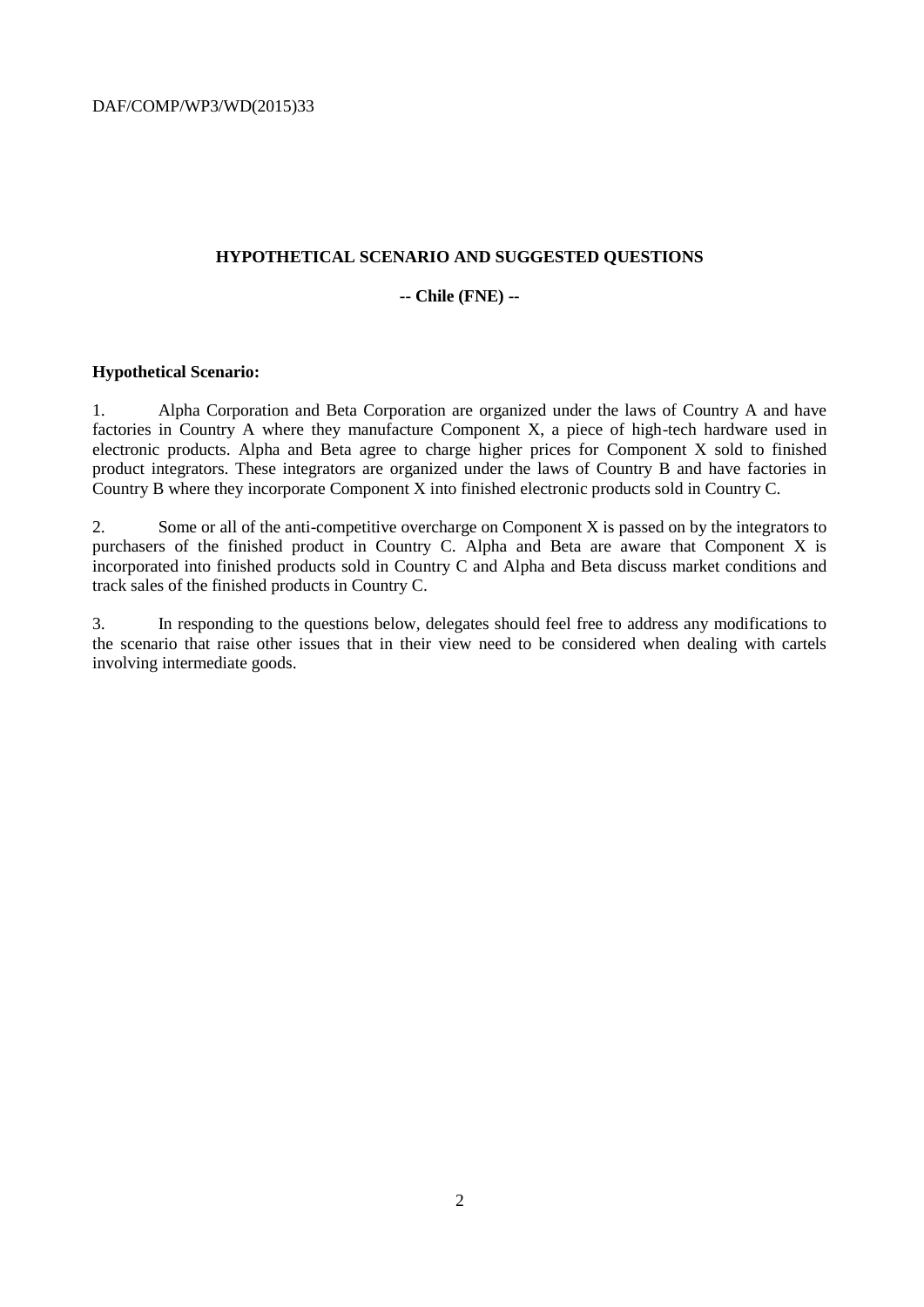## HYPOTHETICAL SCENARIO AND SUGGESTED QUESTIONS

**-- Chile (FNE) --**

**Hypothetical Scenario:**

1. Alpha Corporation and Beta Corporation are organized under the laws of Country A and have factories in Country A where they manufacture Component X, a piece of high-tech hardware used in electronic products. Alpha and Beta agree to charge higher prices for Component X sold to finished product integrators. These integrators are organized under the laws of Country B and have factories in Country B where they incorporate Component X into finished electronic products sold in Country C.

2. Some or all of the anti-competitive overcharge on Component X is passed on by the integrators to purchasers of the finished product in Country C. Alpha and Beta are aware that Component X is incorporated into finished products sold in Country C and Alpha and Beta discuss market conditions and track sales of the finished products in Country C.

3. In responding to the questions below, delegates should feel free to address any modifications to the scenario that raise other issues that in their view need to be considered when dealing with cartels involving intermediate goods.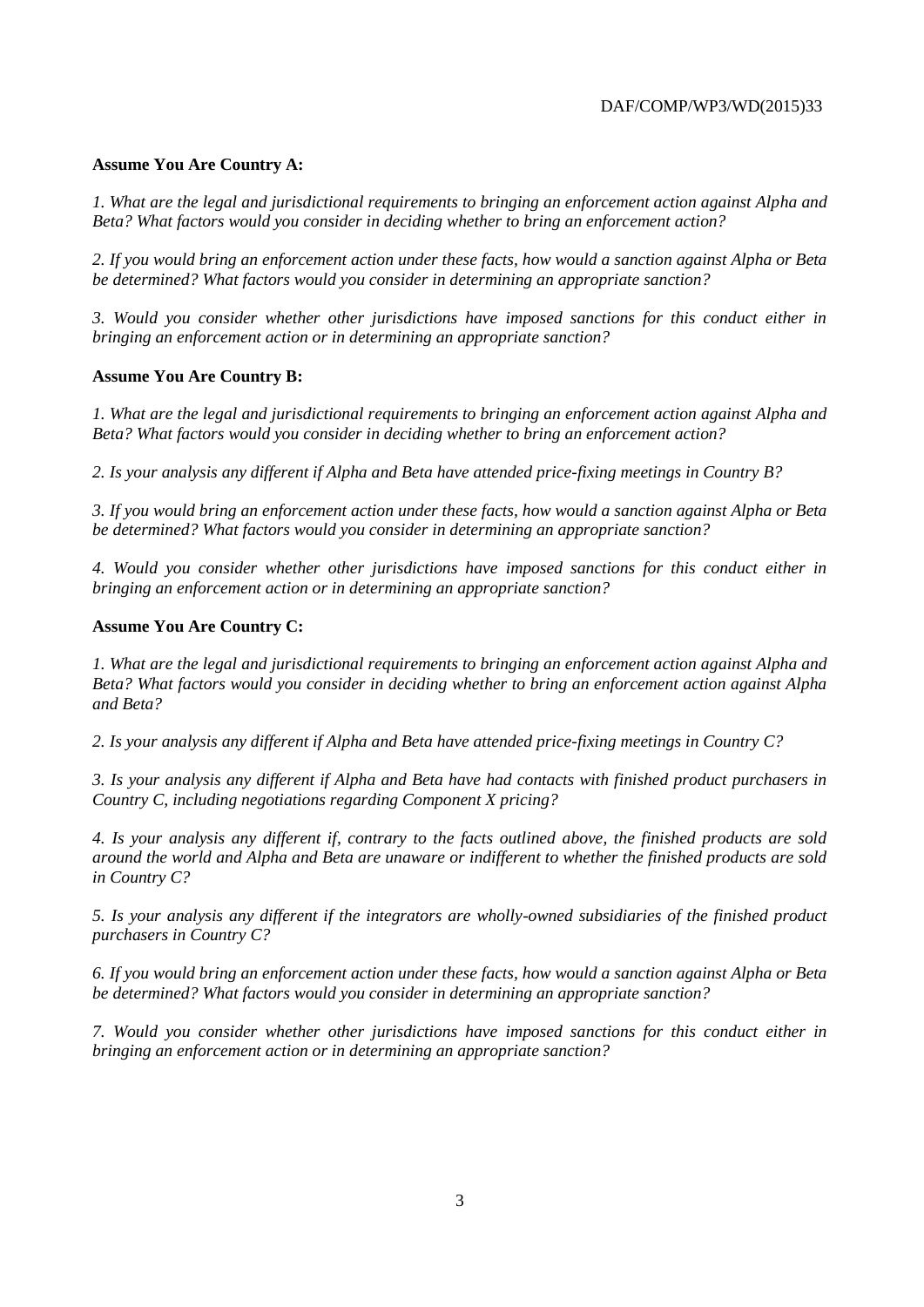**Assume You Are Country A:**

*1. What are the legal and jurisdictional requirements to bringing an enforcement action against Alpha and Beta? What factors would you consider in deciding whether to bring an enforcement action?*

*2. If you would bring an enforcement action under these facts, how would a sanction against Alpha or Beta be determined? What factors would you consider in determining an appropriate sanction?*

*3. Would you consider whether other jurisdictions have imposed sanctions for this conduct either in bringing an enforcement action or in determining an appropriate sanction?*

**Assume You Are Country B:**

*1. What are the legal and jurisdictional requirements to bringing an enforcement action against Alpha and Beta? What factors would you consider in deciding whether to bring an enforcement action?*

*2. Is your analysis any different if Alpha and Beta have attended price-fixing meetings in Country B?*

*3. If you would bring an enforcement action under these facts, how would a sanction against Alpha or Beta be determined? What factors would you consider in determining an appropriate sanction?*

*4. Would you consider whether other jurisdictions have imposed sanctions for this conduct either in bringing an enforcement action or in determining an appropriate sanction?*

**Assume You Are Country C:**

*1. What are the legal and jurisdictional requirements to bringing an enforcement action against Alpha and Beta? What factors would you consider in deciding whether to bring an enforcement action against Alpha and Beta?*

*2. Is your analysis any different if Alpha and Beta have attended price-fixing meetings in Country C?*

*3. Is your analysis any different if Alpha and Beta have had contacts with finished product purchasers in Country C, including negotiations regarding Component X pricing?*

*4. Is your analysis any different if, contrary to the facts outlined above, the finished products are sold around the world and Alpha and Beta are unaware or indifferent to whether the finished products are sold in Country C?*

*5. Is your analysis any different if the integrators are wholly-owned subsidiaries of the finished product purchasers in Country C?*

*6. If you would bring an enforcement action under these facts, how would a sanction against Alpha or Beta be determined? What factors would you consider in determining an appropriate sanction?*

*7. Would you consider whether other jurisdictions have imposed sanctions for this conduct either in bringing an enforcement action or in determining an appropriate sanction?*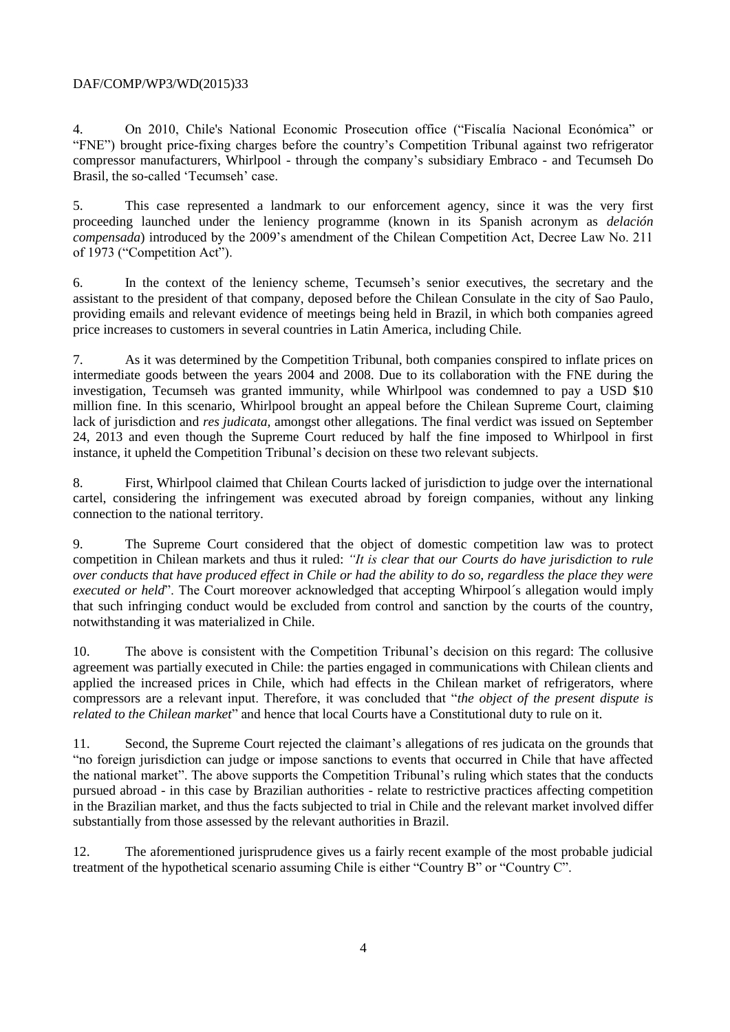4. On 2010, Chile's National Economic Prosecution office ("Fiscalía Nacional Económica" or "FNE") brought price-fixing charges before the country's Competition Tribunal against two refrigerator compressor manufacturers, Whirlpool - through the company's subsidiary Embraco - and Tecumseh Do Brasil, the so-called 'Tecumseh' case.

5. This case represented a landmark to our enforcement agency, since it was the very first proceeding launched under the leniency programme (known in its Spanish acronym as *delación compensada*) introduced by the 2009's amendment of the Chilean Competition Act, Decree Law No. 211 of 1973 ("Competition Act").

6. In the context of the leniency scheme, Tecumseh's senior executives, the secretary and the assistant to the president of that company, deposed before the Chilean Consulate in the city of Sao Paulo, providing emails and relevant evidence of meetings being held in Brazil, in which both companies agreed price increases to customers in several countries in Latin America, including Chile.

7. As it was determined by the Competition Tribunal, both companies conspired to inflate prices on intermediate goods between the years 2004 and 2008. Due to its collaboration with the FNE during the investigation, Tecumseh was granted immunity, while Whirlpool was condemned to pay a USD $10 million fine. In this scenario, Whirlpool brought an appeal before the Chilean Supreme Court, claiming lack of jurisdiction and *res judicata*, amongst other allegations. The final verdict was issued on September 24, 2013 and even though the Supreme Court reduced by half the fine imposed to Whirlpool in first instance, it upheld the Competition Tribunal's decision on these two relevant subjects.

8. First, Whirlpool claimed that Chilean Courts lacked of jurisdiction to judge over the international cartel, considering the infringement was executed abroad by foreign companies, without any linking connection to the national territory.

9. The Supreme Court considered that the object of domestic competition law was to protect competition in Chilean markets and thus it ruled: *"It is clear that our Courts do have jurisdiction to rule over conducts that have produced effect in Chile or had the ability to do so, regardless the place they were executed or held*". The Court moreover acknowledged that accepting Whirpool´s allegation would imply that such infringing conduct would be excluded from control and sanction by the courts of the country, notwithstanding it was materialized in Chile.

10. The above is consistent with the Competition Tribunal's decision on this regard: The collusive agreement was partially executed in Chile: the parties engaged in communications with Chilean clients and applied the increased prices in Chile, which had effects in the Chilean market of refrigerators, where compressors are a relevant input. Therefore, it was concluded that "*the object of the present dispute is related to the Chilean market*" and hence that local Courts have a Constitutional duty to rule on it.

11. Second, the Supreme Court rejected the claimant's allegations of res judicata on the grounds that "no foreign jurisdiction can judge or impose sanctions to events that occurred in Chile that have affected the national market". The above supports the Competition Tribunal's ruling which states that the conducts pursued abroad - in this case by Brazilian authorities - relate to restrictive practices affecting competition in the Brazilian market, and thus the facts subjected to trial in Chile and the relevant market involved differ substantially from those assessed by the relevant authorities in Brazil.

12. The aforementioned jurisprudence gives us a fairly recent example of the most probable judicial treatment of the hypothetical scenario assuming Chile is either "Country B" or "Country C".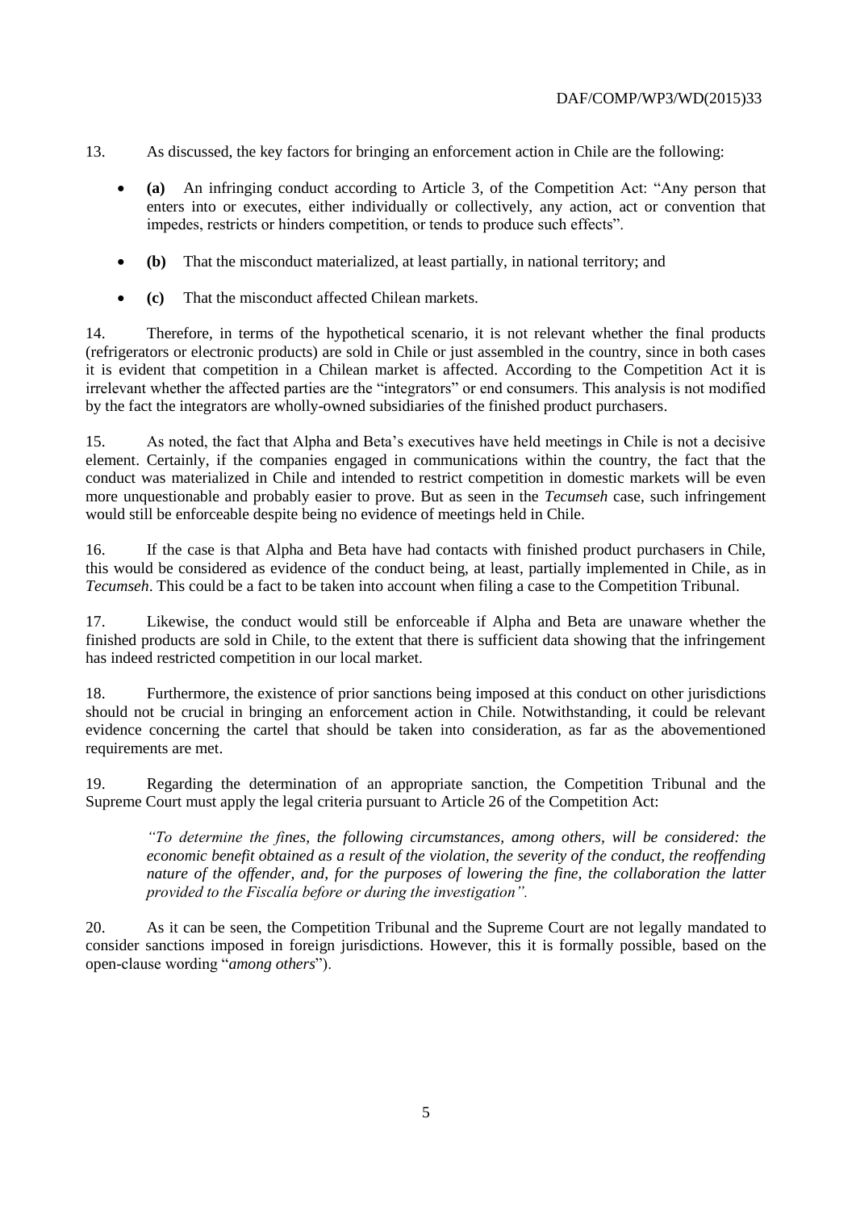13. As discussed, the key factors for bringing an enforcement action in Chile are the following:

- **(a)** An infringing conduct according to Article 3, of the Competition Act: "Any person that enters into or executes, either individually or collectively, any action, act or convention that impedes, restricts or hinders competition, or tends to produce such effects".
- **(b)** That the misconduct materialized, at least partially, in national territory; and
- **(c)** That the misconduct affected Chilean markets.

14. Therefore, in terms of the hypothetical scenario, it is not relevant whether the final products (refrigerators or electronic products) are sold in Chile or just assembled in the country, since in both cases it is evident that competition in a Chilean market is affected. According to the Competition Act it is irrelevant whether the affected parties are the "integrators" or end consumers. This analysis is not modified by the fact the integrators are wholly-owned subsidiaries of the finished product purchasers.

15. As noted, the fact that Alpha and Beta's executives have held meetings in Chile is not a decisive element. Certainly, if the companies engaged in communications within the country, the fact that the conduct was materialized in Chile and intended to restrict competition in domestic markets will be even more unquestionable and probably easier to prove. But as seen in the *Tecumseh* case, such infringement would still be enforceable despite being no evidence of meetings held in Chile.

16. If the case is that Alpha and Beta have had contacts with finished product purchasers in Chile, this would be considered as evidence of the conduct being, at least, partially implemented in Chile, as in *Tecumseh*. This could be a fact to be taken into account when filing a case to the Competition Tribunal.

17. Likewise, the conduct would still be enforceable if Alpha and Beta are unaware whether the finished products are sold in Chile, to the extent that there is sufficient data showing that the infringement has indeed restricted competition in our local market.

18. Furthermore, the existence of prior sanctions being imposed at this conduct on other jurisdictions should not be crucial in bringing an enforcement action in Chile. Notwithstanding, it could be relevant evidence concerning the cartel that should be taken into consideration, as far as the abovementioned requirements are met.

19. Regarding the determination of an appropriate sanction, the Competition Tribunal and the Supreme Court must apply the legal criteria pursuant to Article 26 of the Competition Act:

> *"To determine the fines, the following circumstances, among others, will be considered: the economic benefit obtained as a result of the violation, the severity of the conduct, the reoffending nature of the offender, and, for the purposes of lowering the fine, the collaboration the latter provided to the Fiscalía before or during the investigation".*

20. As it can be seen, the Competition Tribunal and the Supreme Court are not legally mandated to consider sanctions imposed in foreign jurisdictions. However, this it is formally possible, based on the open-clause wording "*among others*").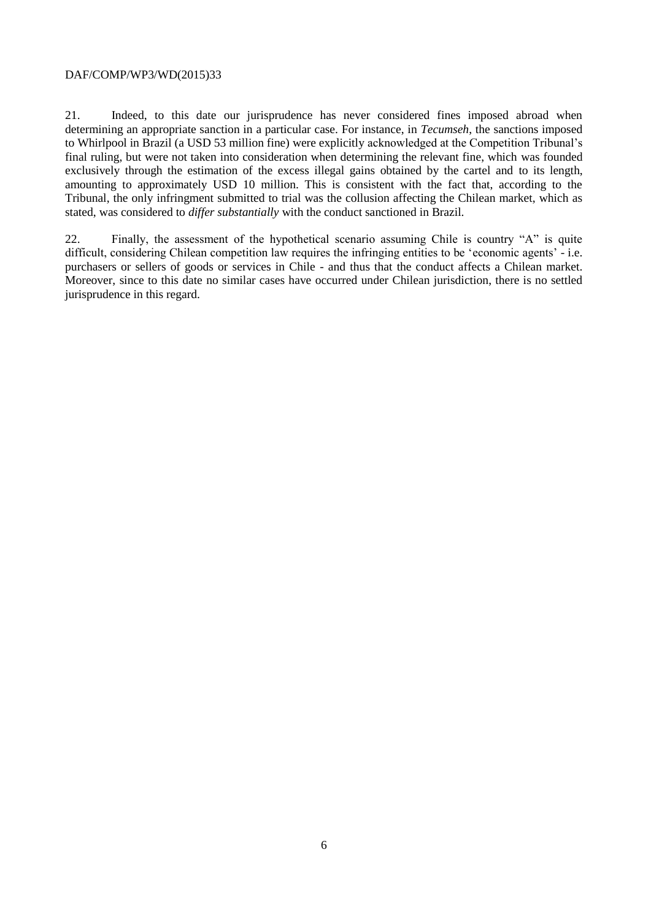21. Indeed, to this date our jurisprudence has never considered fines imposed abroad when determining an appropriate sanction in a particular case. For instance, in *Tecumseh*, the sanctions imposed to Whirlpool in Brazil (a USD 53 million fine) were explicitly acknowledged at the Competition Tribunal's final ruling, but were not taken into consideration when determining the relevant fine, which was founded exclusively through the estimation of the excess illegal gains obtained by the cartel and to its length, amounting to approximately USD 10 million. This is consistent with the fact that, according to the Tribunal, the only infringment submitted to trial was the collusion affecting the Chilean market, which as stated, was considered to *differ substantially* with the conduct sanctioned in Brazil.

22. Finally, the assessment of the hypothetical scenario assuming Chile is country "A" is quite difficult, considering Chilean competition law requires the infringing entities to be 'economic agents' - i.e. purchasers or sellers of goods or services in Chile - and thus that the conduct affects a Chilean market. Moreover, since to this date no similar cases have occurred under Chilean jurisdiction, there is no settled jurisprudence in this regard.